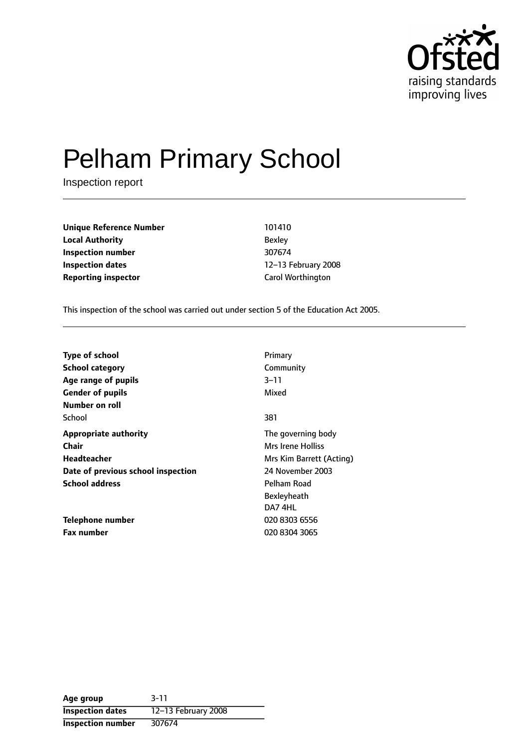# Pelham Primary School

Inspection report

| | |
|---|---|
| **Unique Reference Number** | 101410 |
| **Local Authority** | Bexley |
| **Inspection number** | 307674 |
| **Inspection dates** | 12–13 February 2008 |
| **Reporting inspector** | Carol Worthington |

This inspection of the school was carried out under section 5 of the Education Act 2005.

| | |
|---|---|
| **Type of school** | Primary |
| **School category** | Community |
| **Age range of pupils** | 3–11 |
| **Gender of pupils** | Mixed |
| **Number on roll** | |
| School | 381 |
| **Appropriate authority** | The governing body |
| **Chair** | Mrs Irene Holliss |
| **Headteacher** | Mrs Kim Barrett (Acting) |
| **Date of previous school inspection** | 24 November 2003 |
| **School address** | Pelham Road<br>Bexleyheath<br>DA7 4HL |
| **Telephone number** | 020 8303 6556 |
| **Fax number** | 020 8304 3065 |

| | |
|---|---|
| **Age group** | 3-11 |
| **Inspection dates** | 12–13 February 2008 |
| **Inspection number** | 307674 |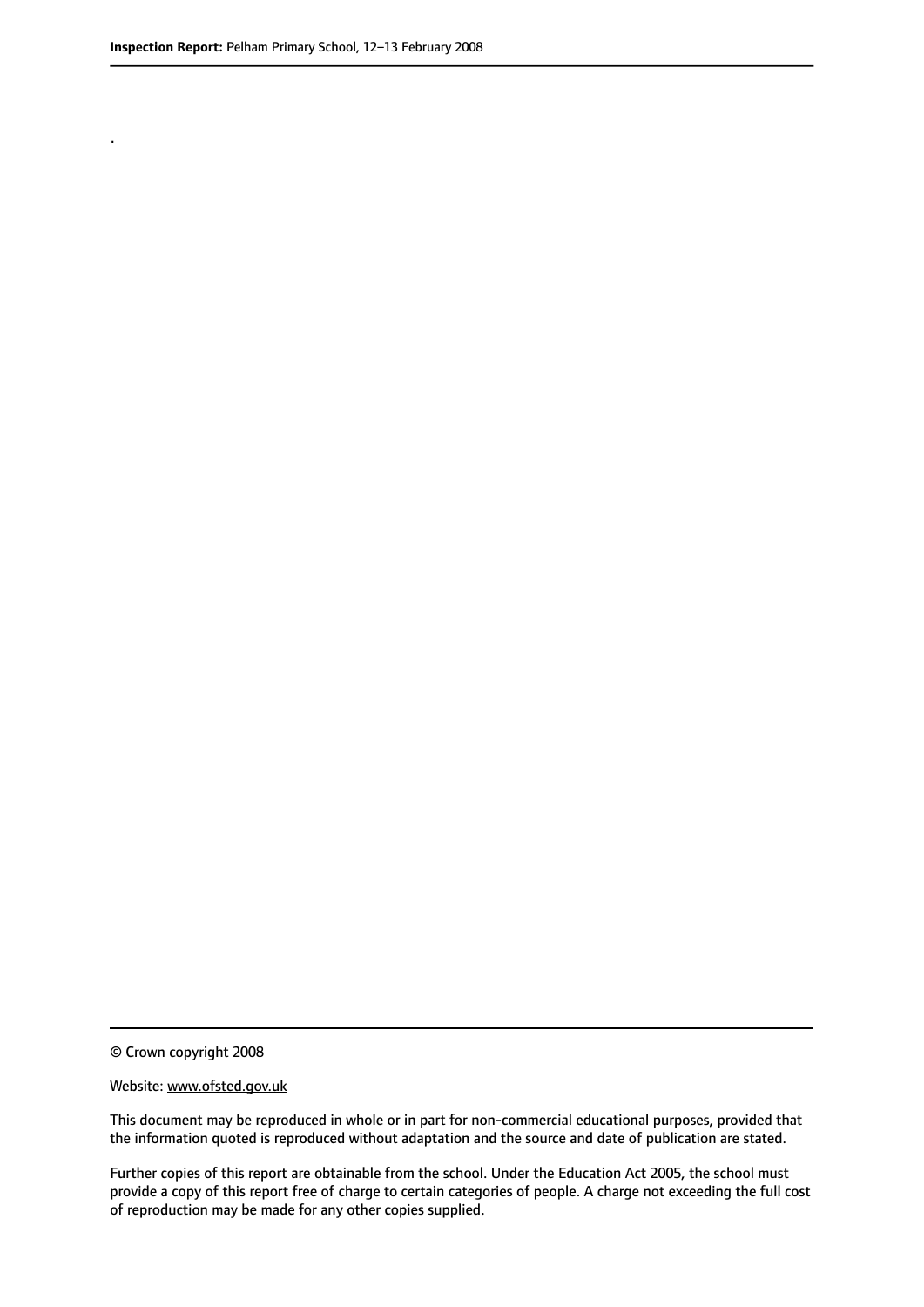.

© Crown copyright 2008

Website: www.ofsted.gov.uk

This document may be reproduced in whole or in part for non-commercial educational purposes, provided that the information quoted is reproduced without adaptation and the source and date of publication are stated.

Further copies of this report are obtainable from the school. Under the Education Act 2005, the school must provide a copy of this report free of charge to certain categories of people. A charge not exceeding the full cost of reproduction may be made for any other copies supplied.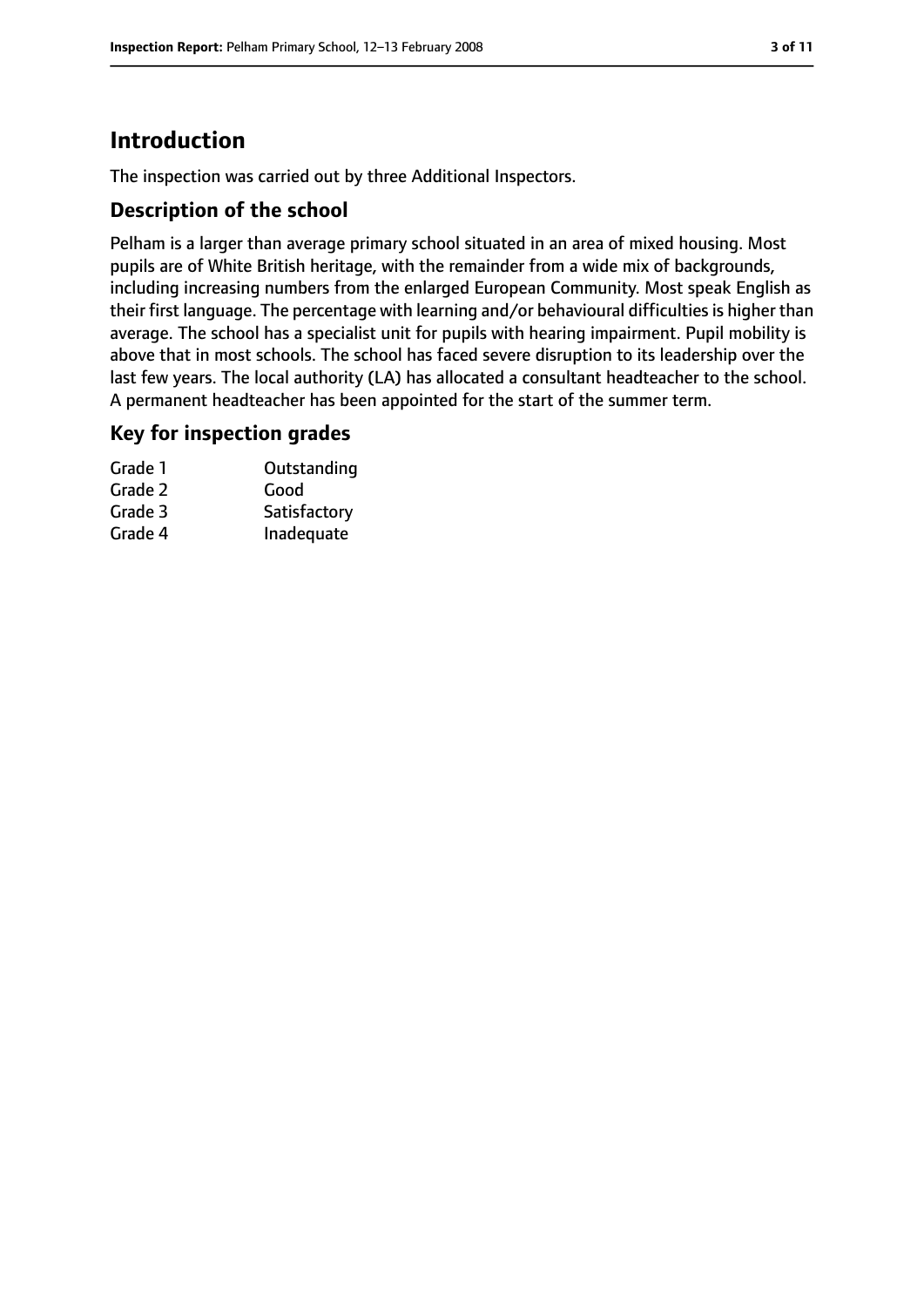# Introduction

The inspection was carried out by three Additional Inspectors.

## Description of the school

Pelham is a larger than average primary school situated in an area of mixed housing. Most pupils are of White British heritage, with the remainder from a wide mix of backgrounds, including increasing numbers from the enlarged European Community. Most speak English as their first language. The percentage with learning and/or behavioural difficulties is higher than average. The school has a specialist unit for pupils with hearing impairment. Pupil mobility is above that in most schools. The school has faced severe disruption to its leadership over the last few years. The local authority (LA) has allocated a consultant headteacher to the school. A permanent headteacher has been appointed for the start of the summer term.

## Key for inspection grades

| | |
|---|---|
| Grade 1 | Outstanding |
| Grade 2 | Good |
| Grade 3 | Satisfactory |
| Grade 4 | Inadequate |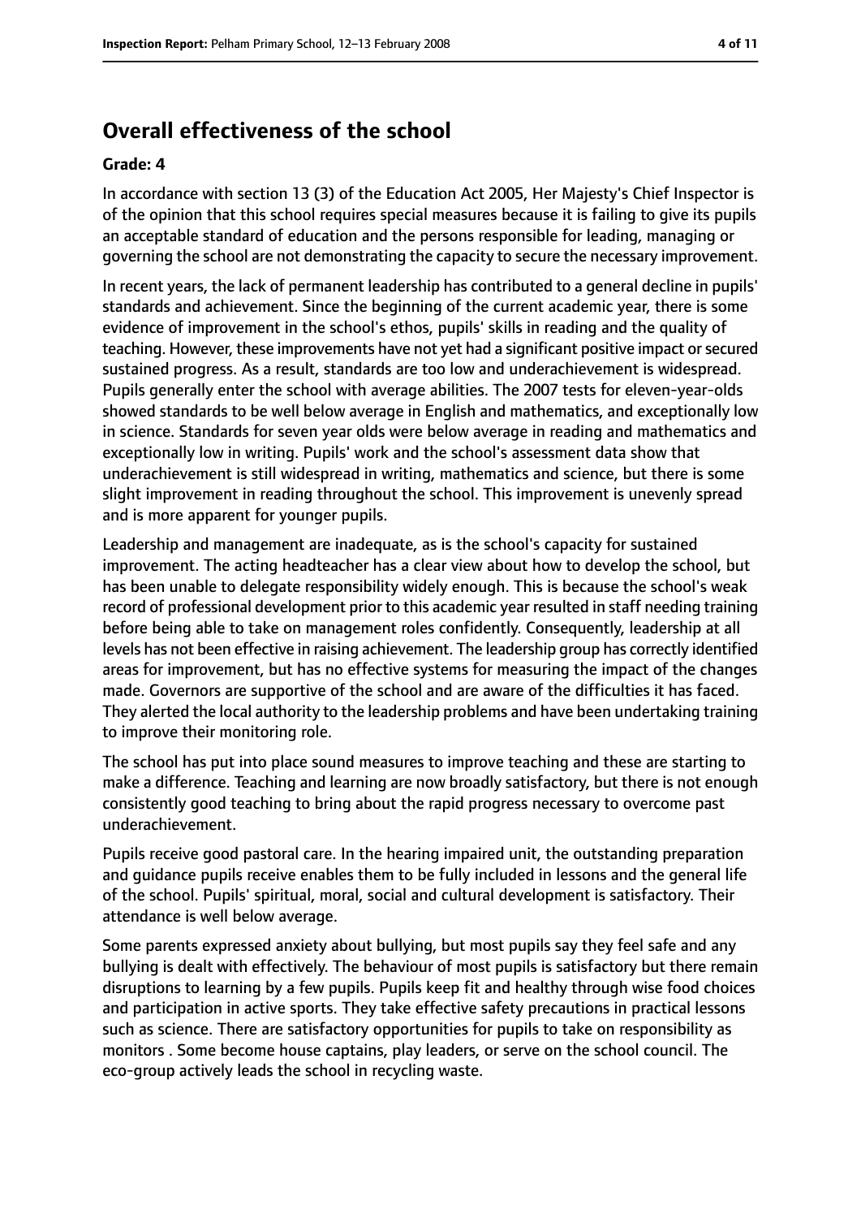## Overall effectiveness of the school

**Grade: 4**

In accordance with section 13 (3) of the Education Act 2005, Her Majesty's Chief Inspector is of the opinion that this school requires special measures because it is failing to give its pupils an acceptable standard of education and the persons responsible for leading, managing or governing the school are not demonstrating the capacity to secure the necessary improvement.

In recent years, the lack of permanent leadership has contributed to a general decline in pupils' standards and achievement. Since the beginning of the current academic year, there is some evidence of improvement in the school's ethos, pupils' skills in reading and the quality of teaching. However, these improvements have not yet had a significant positive impact or secured sustained progress. As a result, standards are too low and underachievement is widespread. Pupils generally enter the school with average abilities. The 2007 tests for eleven-year-olds showed standards to be well below average in English and mathematics, and exceptionally low in science. Standards for seven year olds were below average in reading and mathematics and exceptionally low in writing. Pupils' work and the school's assessment data show that underachievement is still widespread in writing, mathematics and science, but there is some slight improvement in reading throughout the school. This improvement is unevenly spread and is more apparent for younger pupils.

Leadership and management are inadequate, as is the school's capacity for sustained improvement. The acting headteacher has a clear view about how to develop the school, but has been unable to delegate responsibility widely enough. This is because the school's weak record of professional development prior to this academic year resulted in staff needing training before being able to take on management roles confidently. Consequently, leadership at all levels has not been effective in raising achievement. The leadership group has correctly identified areas for improvement, but has no effective systems for measuring the impact of the changes made. Governors are supportive of the school and are aware of the difficulties it has faced. They alerted the local authority to the leadership problems and have been undertaking training to improve their monitoring role.

The school has put into place sound measures to improve teaching and these are starting to make a difference. Teaching and learning are now broadly satisfactory, but there is not enough consistently good teaching to bring about the rapid progress necessary to overcome past underachievement.

Pupils receive good pastoral care. In the hearing impaired unit, the outstanding preparation and guidance pupils receive enables them to be fully included in lessons and the general life of the school. Pupils' spiritual, moral, social and cultural development is satisfactory. Their attendance is well below average.

Some parents expressed anxiety about bullying, but most pupils say they feel safe and any bullying is dealt with effectively. The behaviour of most pupils is satisfactory but there remain disruptions to learning by a few pupils. Pupils keep fit and healthy through wise food choices and participation in active sports. They take effective safety precautions in practical lessons such as science. There are satisfactory opportunities for pupils to take on responsibility as monitors . Some become house captains, play leaders, or serve on the school council. The eco-group actively leads the school in recycling waste.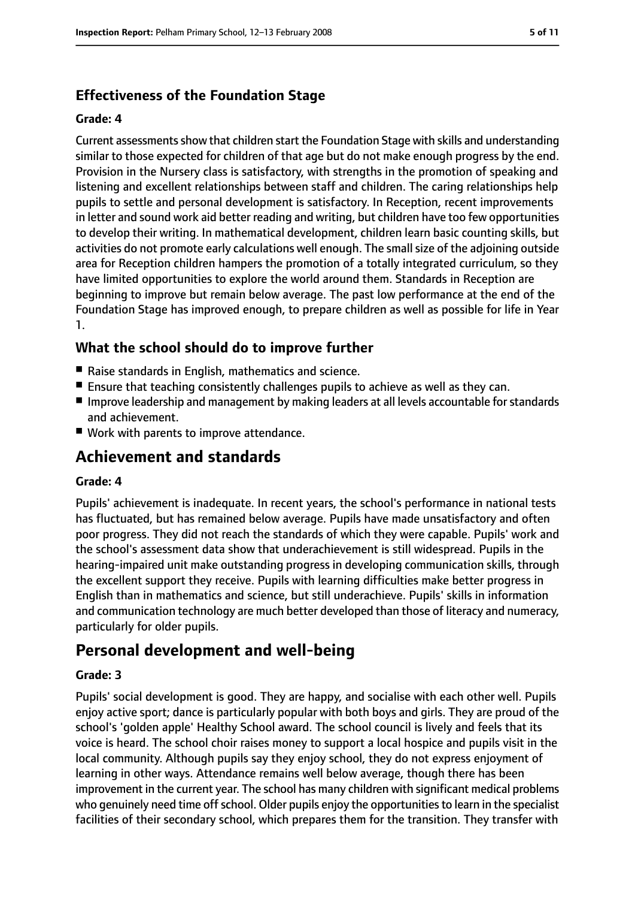### Effectiveness of the Foundation Stage

#### Grade: 4

Current assessments show that children start the Foundation Stage with skills and understanding similar to those expected for children of that age but do not make enough progress by the end. Provision in the Nursery class is satisfactory, with strengths in the promotion of speaking and listening and excellent relationships between staff and children. The caring relationships help pupils to settle and personal development is satisfactory. In Reception, recent improvements in letter and sound work aid better reading and writing, but children have too few opportunities to develop their writing. In mathematical development, children learn basic counting skills, but activities do not promote early calculations well enough. The small size of the adjoining outside area for Reception children hampers the promotion of a totally integrated curriculum, so they have limited opportunities to explore the world around them. Standards in Reception are beginning to improve but remain below average. The past low performance at the end of the Foundation Stage has improved enough, to prepare children as well as possible for life in Year 1.

### What the school should do to improve further

- Raise standards in English, mathematics and science.
- Ensure that teaching consistently challenges pupils to achieve as well as they can.
- Improve leadership and management by making leaders at all levels accountable for standards and achievement.
- Work with parents to improve attendance.

## Achievement and standards

#### Grade: 4

Pupils' achievement is inadequate. In recent years, the school's performance in national tests has fluctuated, but has remained below average. Pupils have made unsatisfactory and often poor progress. They did not reach the standards of which they were capable. Pupils' work and the school's assessment data show that underachievement is still widespread. Pupils in the hearing-impaired unit make outstanding progress in developing communication skills, through the excellent support they receive. Pupils with learning difficulties make better progress in English than in mathematics and science, but still underachieve. Pupils' skills in information and communication technology are much better developed than those of literacy and numeracy, particularly for older pupils.

## Personal development and well-being

#### Grade: 3

Pupils' social development is good. They are happy, and socialise with each other well. Pupils enjoy active sport; dance is particularly popular with both boys and girls. They are proud of the school's 'golden apple' Healthy School award. The school council is lively and feels that its voice is heard. The school choir raises money to support a local hospice and pupils visit in the local community. Although pupils say they enjoy school, they do not express enjoyment of learning in other ways. Attendance remains well below average, though there has been improvement in the current year. The school has many children with significant medical problems who genuinely need time off school. Older pupils enjoy the opportunities to learn in the specialist facilities of their secondary school, which prepares them for the transition. They transfer with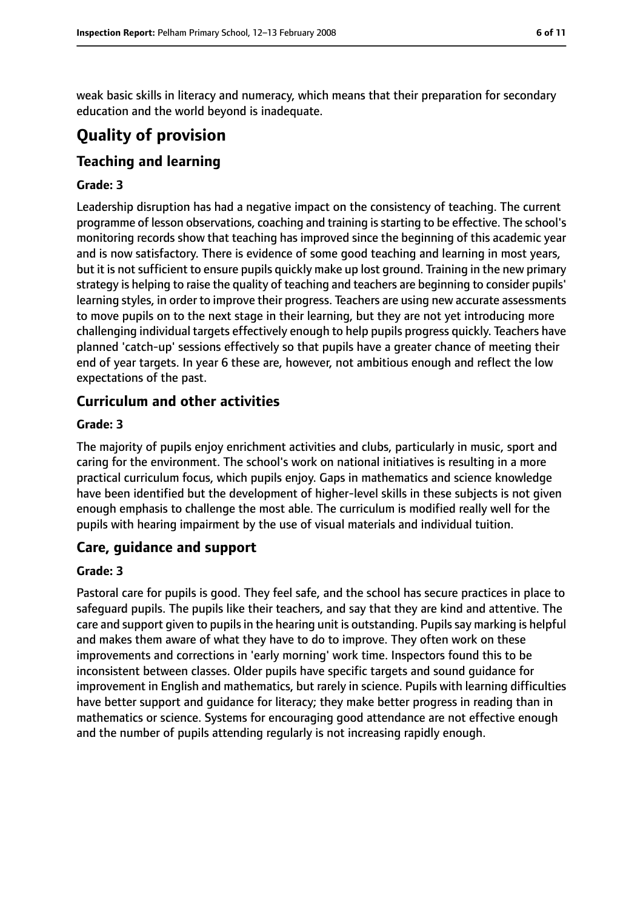weak basic skills in literacy and numeracy, which means that their preparation for secondary education and the world beyond is inadequate.

# Quality of provision

## Teaching and learning

### Grade: 3

Leadership disruption has had a negative impact on the consistency of teaching. The current programme of lesson observations, coaching and training is starting to be effective. The school's monitoring records show that teaching has improved since the beginning of this academic year and is now satisfactory. There is evidence of some good teaching and learning in most years, but it is not sufficient to ensure pupils quickly make up lost ground. Training in the new primary strategy is helping to raise the quality of teaching and teachers are beginning to consider pupils' learning styles, in order to improve their progress. Teachers are using new accurate assessments to move pupils on to the next stage in their learning, but they are not yet introducing more challenging individual targets effectively enough to help pupils progress quickly. Teachers have planned 'catch-up' sessions effectively so that pupils have a greater chance of meeting their end of year targets. In year 6 these are, however, not ambitious enough and reflect the low expectations of the past.

## Curriculum and other activities

### Grade: 3

The majority of pupils enjoy enrichment activities and clubs, particularly in music, sport and caring for the environment. The school's work on national initiatives is resulting in a more practical curriculum focus, which pupils enjoy. Gaps in mathematics and science knowledge have been identified but the development of higher-level skills in these subjects is not given enough emphasis to challenge the most able. The curriculum is modified really well for the pupils with hearing impairment by the use of visual materials and individual tuition.

## Care, guidance and support

### Grade: 3

Pastoral care for pupils is good. They feel safe, and the school has secure practices in place to safeguard pupils. The pupils like their teachers, and say that they are kind and attentive. The care and support given to pupils in the hearing unit is outstanding. Pupils say marking is helpful and makes them aware of what they have to do to improve. They often work on these improvements and corrections in 'early morning' work time. Inspectors found this to be inconsistent between classes. Older pupils have specific targets and sound guidance for improvement in English and mathematics, but rarely in science. Pupils with learning difficulties have better support and guidance for literacy; they make better progress in reading than in mathematics or science. Systems for encouraging good attendance are not effective enough and the number of pupils attending regularly is not increasing rapidly enough.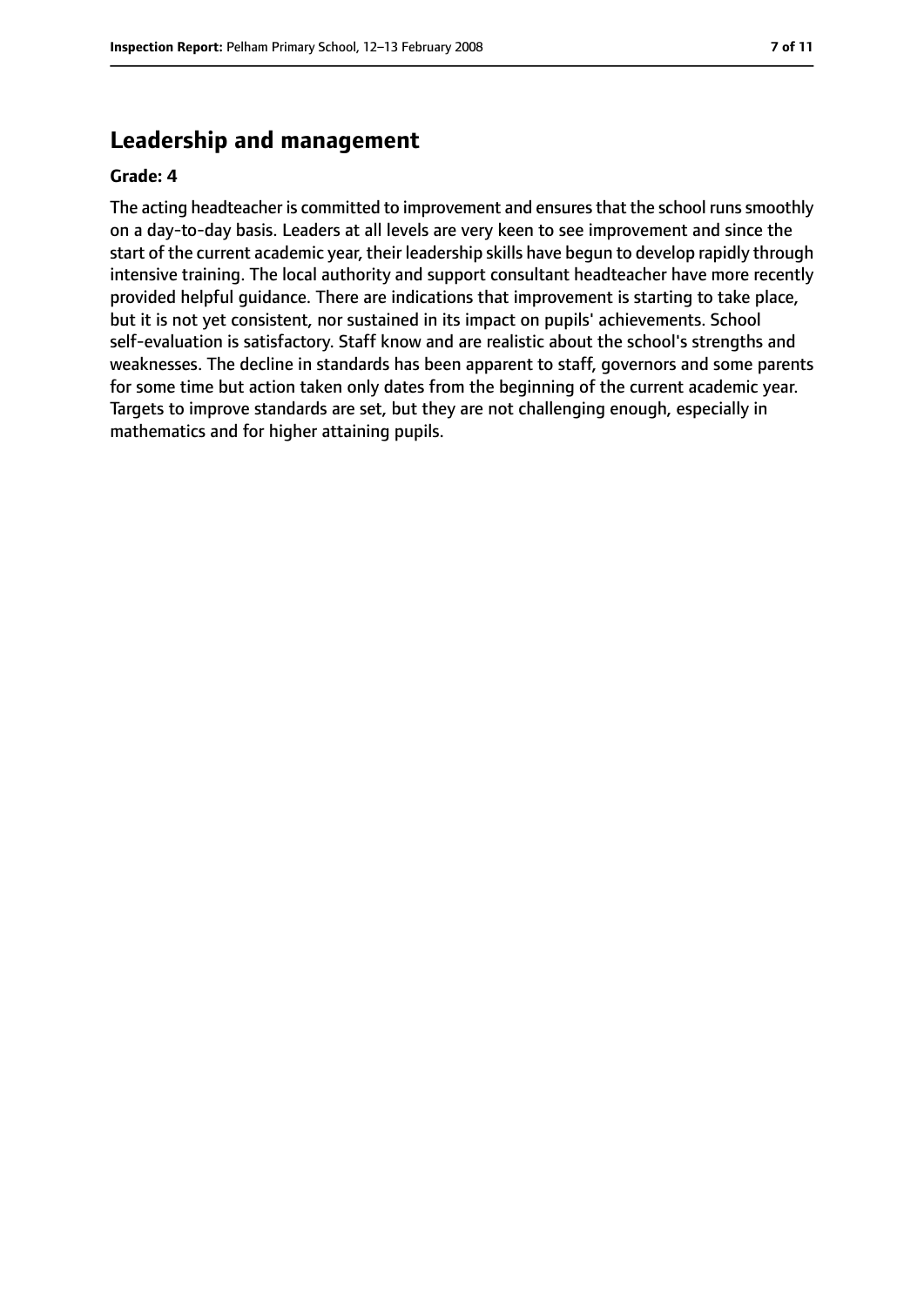## Leadership and management

**Grade: 4**

The acting headteacher is committed to improvement and ensures that the school runs smoothly on a day-to-day basis. Leaders at all levels are very keen to see improvement and since the start of the current academic year, their leadership skills have begun to develop rapidly through intensive training. The local authority and support consultant headteacher have more recently provided helpful guidance. There are indications that improvement is starting to take place, but it is not yet consistent, nor sustained in its impact on pupils' achievements. School self-evaluation is satisfactory. Staff know and are realistic about the school's strengths and weaknesses. The decline in standards has been apparent to staff, governors and some parents for some time but action taken only dates from the beginning of the current academic year. Targets to improve standards are set, but they are not challenging enough, especially in mathematics and for higher attaining pupils.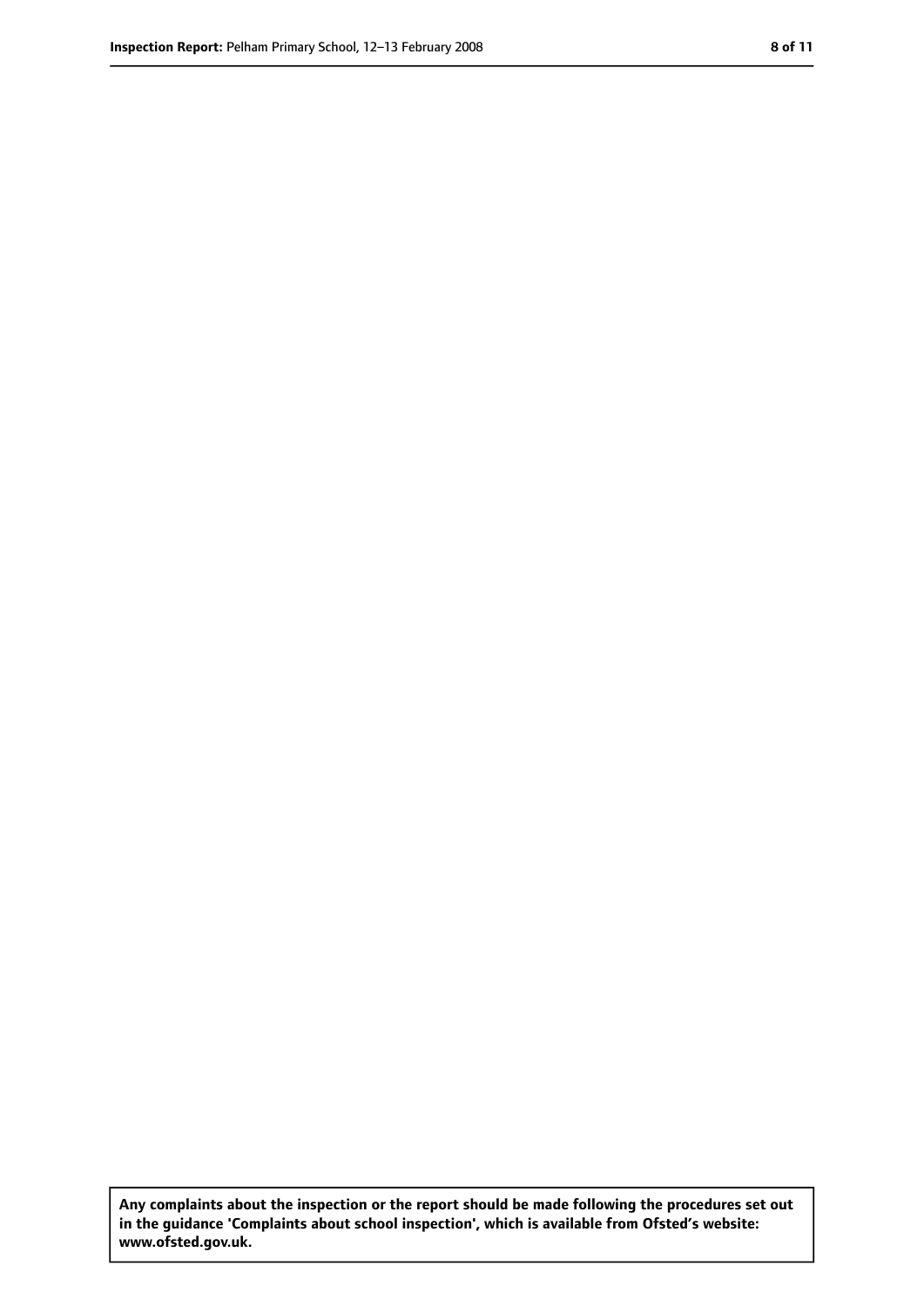**Any complaints about the inspection or the report should be made following the procedures set out in the guidance 'Complaints about school inspection', which is available from Ofsted's website: www.ofsted.gov.uk.**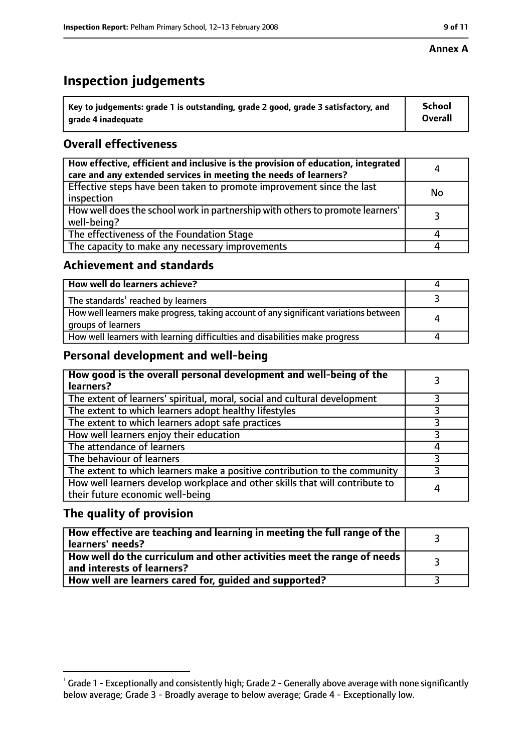**Annex A**

# Inspection judgements

| Key to judgements: grade 1 is outstanding, grade 2 good, grade 3 satisfactory, and grade 4 inadequate | School Overall |
|---|---|

## Overall effectiveness

| | |
|---|---|
| How effective, efficient and inclusive is the provision of education, integrated care and any extended services in meeting the needs of learners? | 4 |
| Effective steps have been taken to promote improvement since the last inspection | No |
| How well does the school work in partnership with others to promote learners' well-being? | 3 |
| The effectiveness of the Foundation Stage | 4 |
| The capacity to make any necessary improvements | 4 |

## Achievement and standards

| | |
|---|---|
| How well do learners achieve? | 4 |
| The standards[1] reached by learners | 3 |
| How well learners make progress, taking account of any significant variations between groups of learners | 4 |
| How well learners with learning difficulties and disabilities make progress | 4 |

## Personal development and well-being

| | |
|---|---|
| How good is the overall personal development and well-being of the learners? | 3 |
| The extent of learners' spiritual, moral, social and cultural development | 3 |
| The extent to which learners adopt healthy lifestyles | 3 |
| The extent to which learners adopt safe practices | 3 |
| How well learners enjoy their education | 3 |
| The attendance of learners | 4 |
| The behaviour of learners | 3 |
| The extent to which learners make a positive contribution to the community | 3 |
| How well learners develop workplace and other skills that will contribute to their future economic well-being | 4 |

## The quality of provision

| | |
|---|---|
| How effective are teaching and learning in meeting the full range of the learners' needs? | 3 |
| How well do the curriculum and other activities meet the range of needs and interests of learners? | 3 |
| How well are learners cared for, guided and supported? | 3 |

[1] Grade 1 - Exceptionally and consistently high; Grade 2 - Generally above average with none significantly below average; Grade 3 - Broadly average to below average; Grade 4 - Exceptionally low.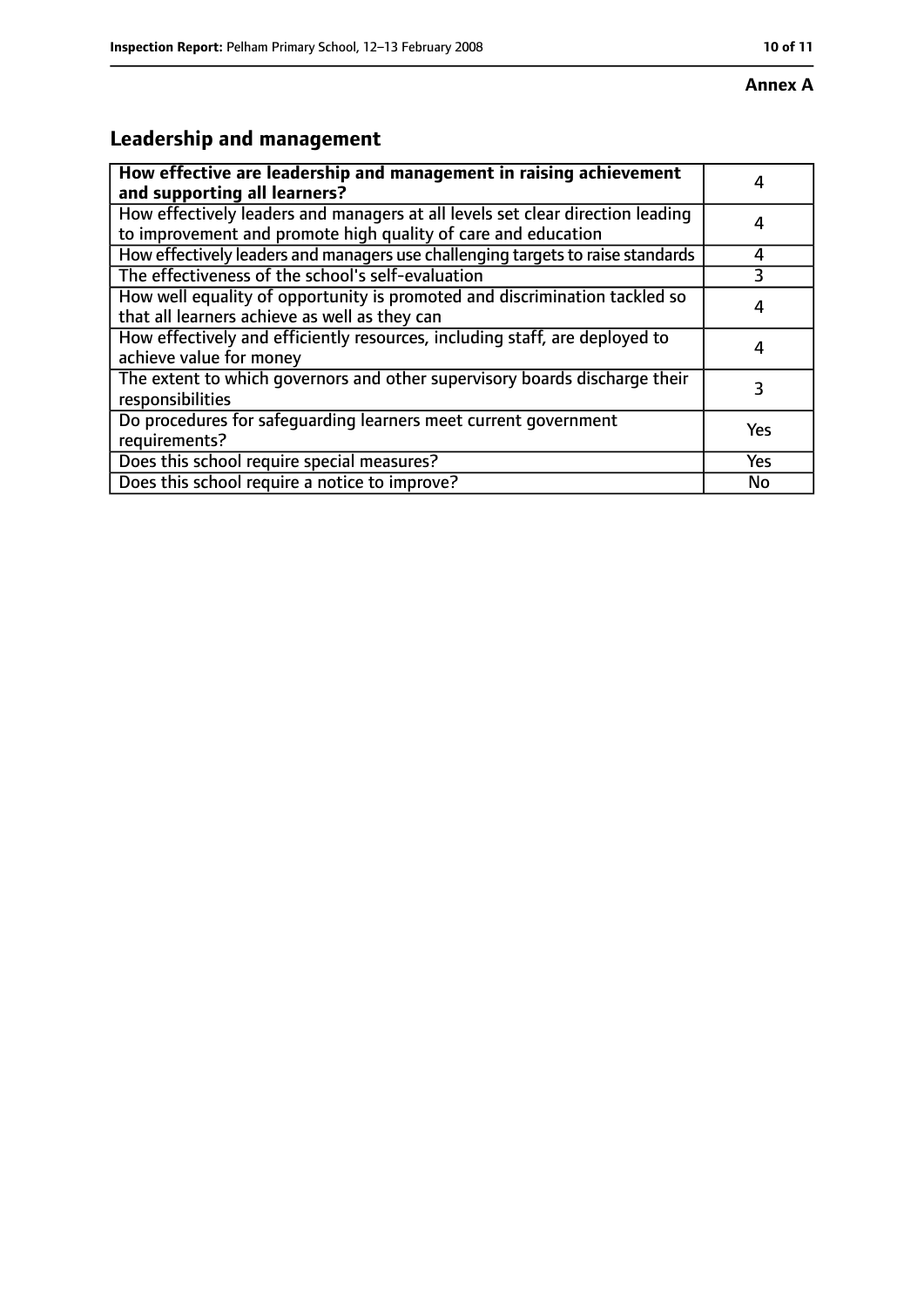**Annex A**

## Leadership and management

| How effective are leadership and management in raising achievement and supporting all learners? | 4 |
|---|---|
| How effectively leaders and managers at all levels set clear direction leading to improvement and promote high quality of care and education | 4 |
| How effectively leaders and managers use challenging targets to raise standards | 4 |
| The effectiveness of the school's self-evaluation | 3 |
| How well equality of opportunity is promoted and discrimination tackled so that all learners achieve as well as they can | 4 |
| How effectively and efficiently resources, including staff, are deployed to achieve value for money | 4 |
| The extent to which governors and other supervisory boards discharge their responsibilities | 3 |
| Do procedures for safeguarding learners meet current government requirements? | Yes |
| Does this school require special measures? | Yes |
| Does this school require a notice to improve? | No |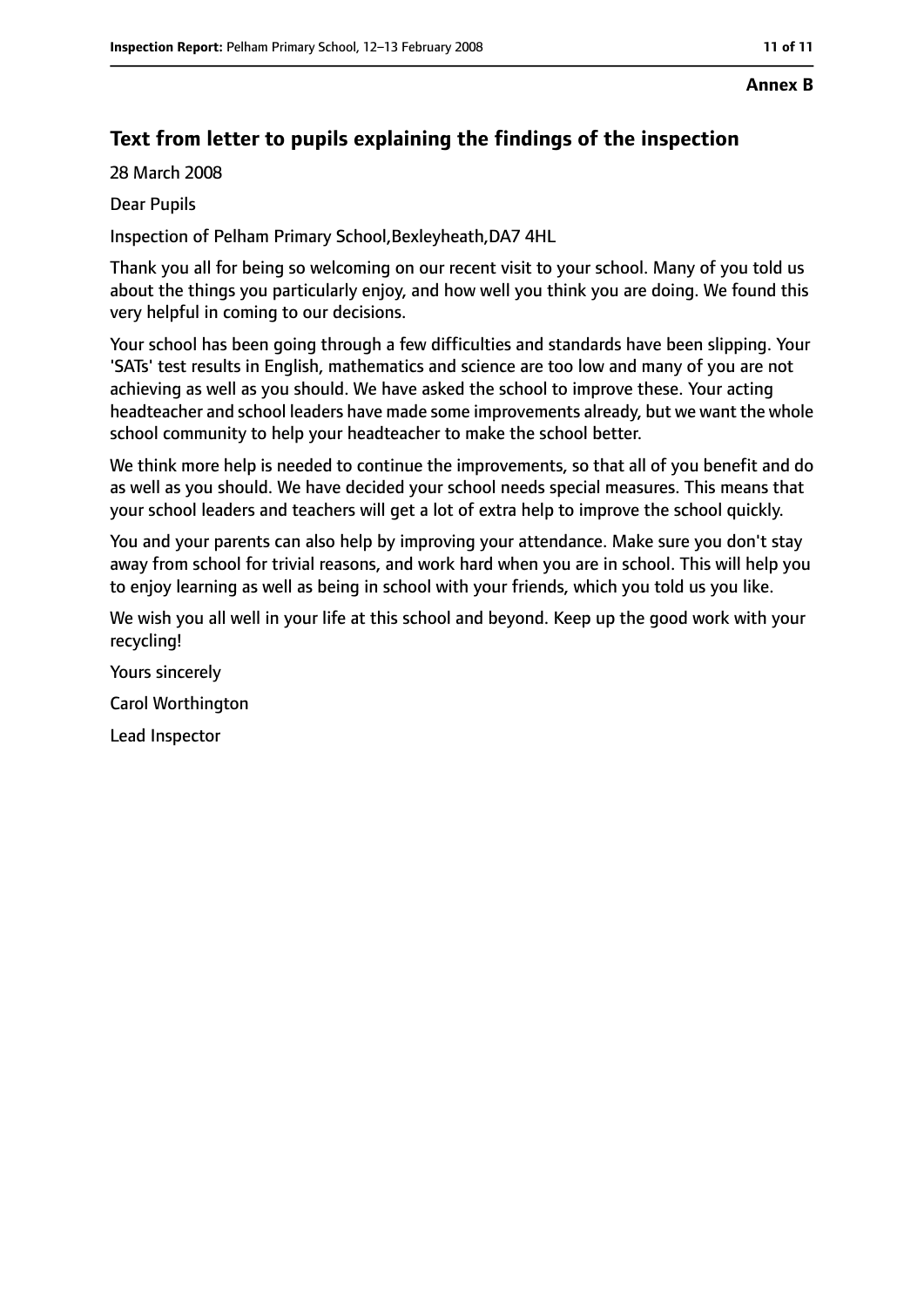**Annex B**

## Text from letter to pupils explaining the findings of the inspection

28 March 2008

Dear Pupils

Inspection of Pelham Primary School,Bexleyheath,DA7 4HL

Thank you all for being so welcoming on our recent visit to your school. Many of you told us about the things you particularly enjoy, and how well you think you are doing. We found this very helpful in coming to our decisions.

Your school has been going through a few difficulties and standards have been slipping. Your 'SATs' test results in English, mathematics and science are too low and many of you are not achieving as well as you should. We have asked the school to improve these. Your acting headteacher and school leaders have made some improvements already, but we want the whole school community to help your headteacher to make the school better.

We think more help is needed to continue the improvements, so that all of you benefit and do as well as you should. We have decided your school needs special measures. This means that your school leaders and teachers will get a lot of extra help to improve the school quickly.

You and your parents can also help by improving your attendance. Make sure you don't stay away from school for trivial reasons, and work hard when you are in school. This will help you to enjoy learning as well as being in school with your friends, which you told us you like.

We wish you all well in your life at this school and beyond. Keep up the good work with your recycling!

Yours sincerely

Carol Worthington

Lead Inspector